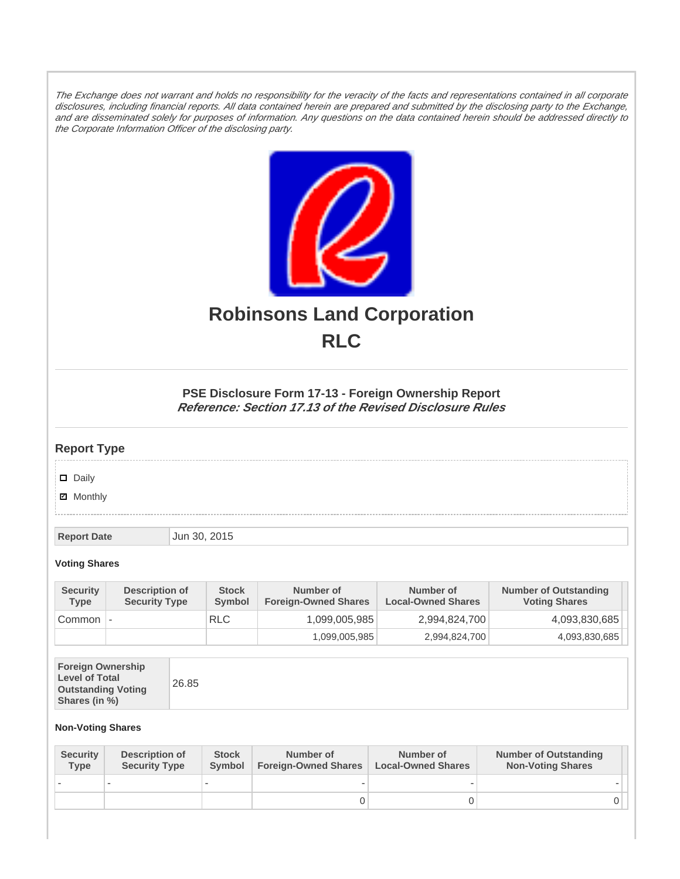*The Exchange does not warrant and holds no responsibility for the veracity of the facts and representations contained in all corporate disclosures, including financial reports. All data contained herein are prepared and submitted by the disclosing party to the Exchange, and are disseminated solely for purposes of information. Any questions on the data contained herein should be addressed directly to the Corporate Information Officer of the disclosing party.*

# Robinsons Land Corporation
# RLC

### PSE Disclosure Form 17-13 - Foreign Ownership Report
***Reference: Section 17.13 of the Revised Disclosure Rules***

## Report Type

- [ ] Daily
- [x] Monthly

| Report Date | Jun 30, 2015 |
|---|---|

**Voting Shares**

| Security Type | Description of Security Type | Stock Symbol | Number of Foreign-Owned Shares | Number of Local-Owned Shares | Number of Outstanding Voting Shares |
|---|---|---|---|---|---|
| Common | - | RLC | 1,099,005,985 | 2,994,824,700 | 4,093,830,685 |
| | | | 1,099,005,985 | 2,994,824,700 | 4,093,830,685 |

| Foreign Ownership Level of Total Outstanding Voting Shares (in %) | 26.85 |
|---|---|

**Non-Voting Shares**

| Security Type | Description of Security Type | Stock Symbol | Number of Foreign-Owned Shares | Number of Local-Owned Shares | Number of Outstanding Non-Voting Shares |
|---|---|---|---|---|---|
| - | - | - | - | - | - |
| | | | 0 | 0 | 0 |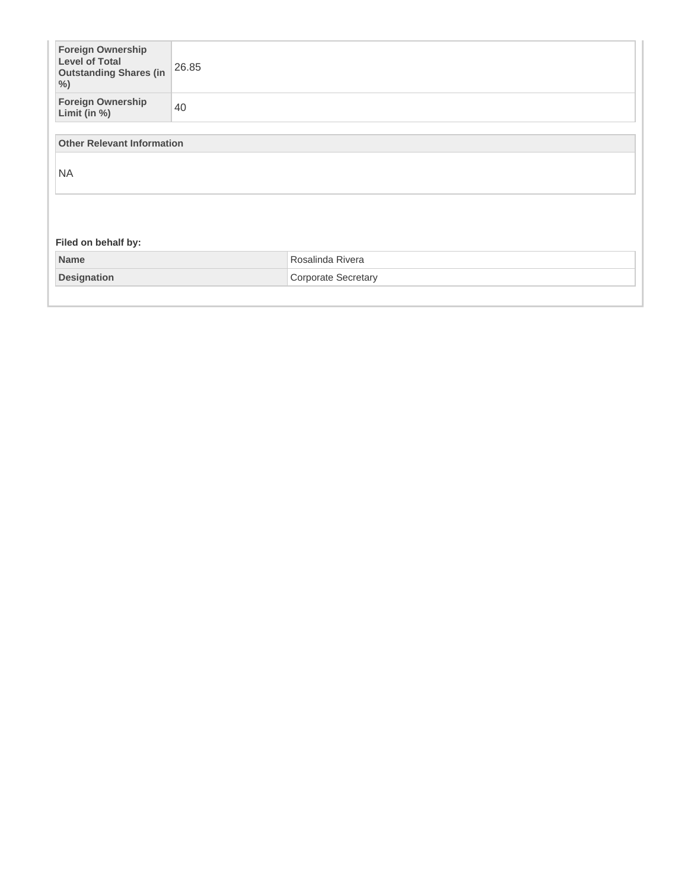| | |
|---|---|
| **Foreign Ownership Level of Total Outstanding Shares (in %)** | 26.85 |
| **Foreign Ownership Limit (in %)** | 40 |

| Other Relevant Information |
|---|
| NA |

**Filed on behalf by:**

| | |
|---|---|
| **Name** | Rosalinda Rivera |
| **Designation** | Corporate Secretary |